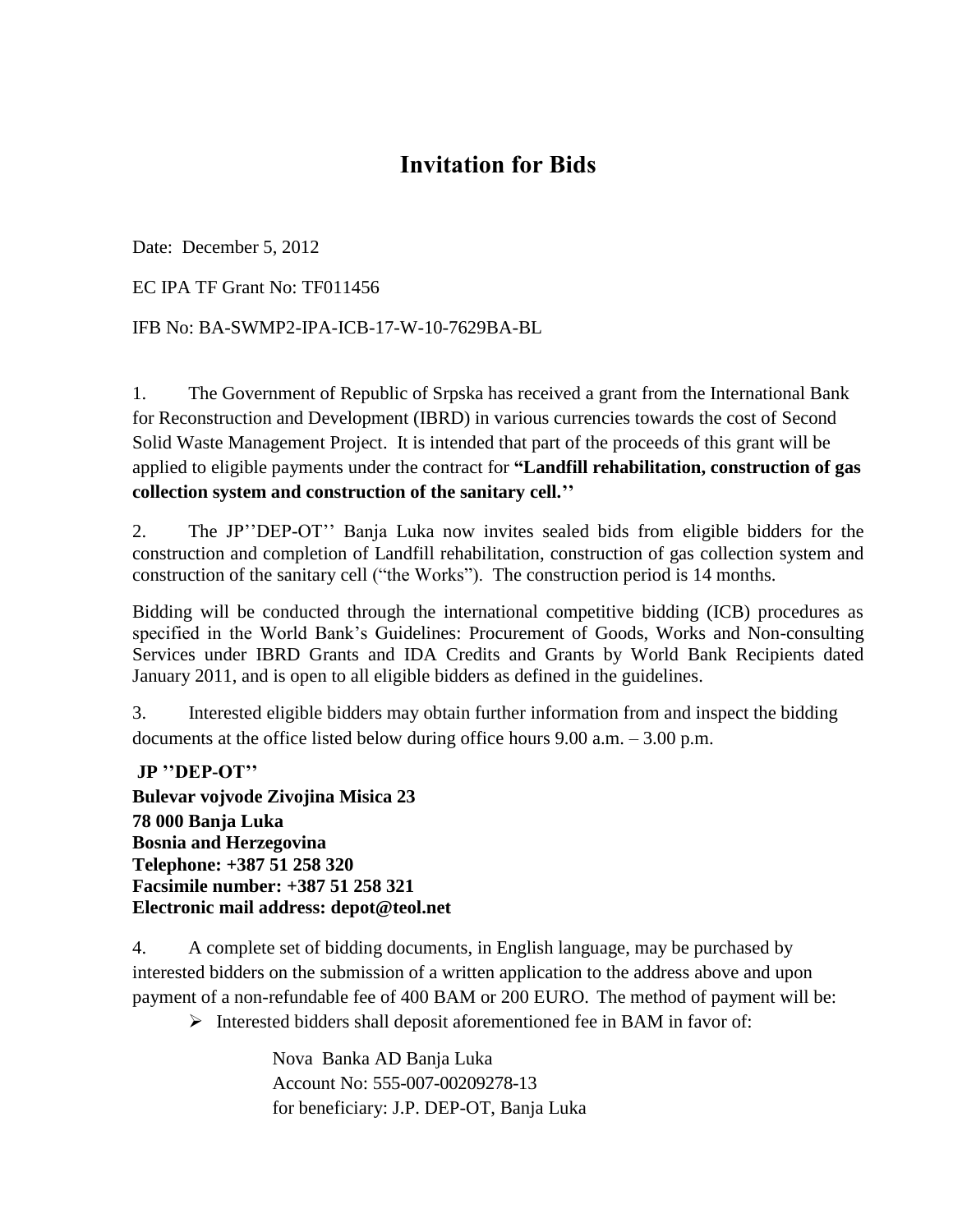# Invitation for Bids

Date: December 5, 2012

EC IPA TF Grant No: TF011456

IFB No: BA-SWMP2-IPA-ICB-17-W-10-7629BA-BL

1. The Government of Republic of Srpska has received a grant from the International Bank for Reconstruction and Development (IBRD) in various currencies towards the cost of Second Solid Waste Management Project. It is intended that part of the proceeds of this grant will be applied to eligible payments under the contract for **"Landfill rehabilitation, construction of gas collection system and construction of the sanitary cell.''**

2. The JP''DEP-OT'' Banja Luka now invites sealed bids from eligible bidders for the construction and completion of Landfill rehabilitation, construction of gas collection system and construction of the sanitary cell ("the Works"). The construction period is 14 months.

Bidding will be conducted through the international competitive bidding (ICB) procedures as specified in the World Bank's Guidelines: Procurement of Goods, Works and Non-consulting Services under IBRD Grants and IDA Credits and Grants by World Bank Recipients dated January 2011, and is open to all eligible bidders as defined in the guidelines.

3. Interested eligible bidders may obtain further information from and inspect the bidding documents at the office listed below during office hours 9.00 a.m. – 3.00 p.m.

**JP ''DEP-OT''**
**Bulevar vojvode Zivojina Misica 23**
**78 000 Banja Luka**
**Bosnia and Herzegovina**
**Telephone: +387 51 258 320**
**Facsimile number: +387 51 258 321**
**Electronic mail address: depot@teol.net**

4. A complete set of bidding documents, in English language, may be purchased by interested bidders on the submission of a written application to the address above and upon payment of a non-refundable fee of 400 BAM or 200 EURO. The method of payment will be:

- Interested bidders shall deposit aforementioned fee in BAM in favor of:

  Nova Banka AD Banja Luka
  Account No: 555-007-00209278-13
  for beneficiary: J.P. DEP-OT, Banja Luka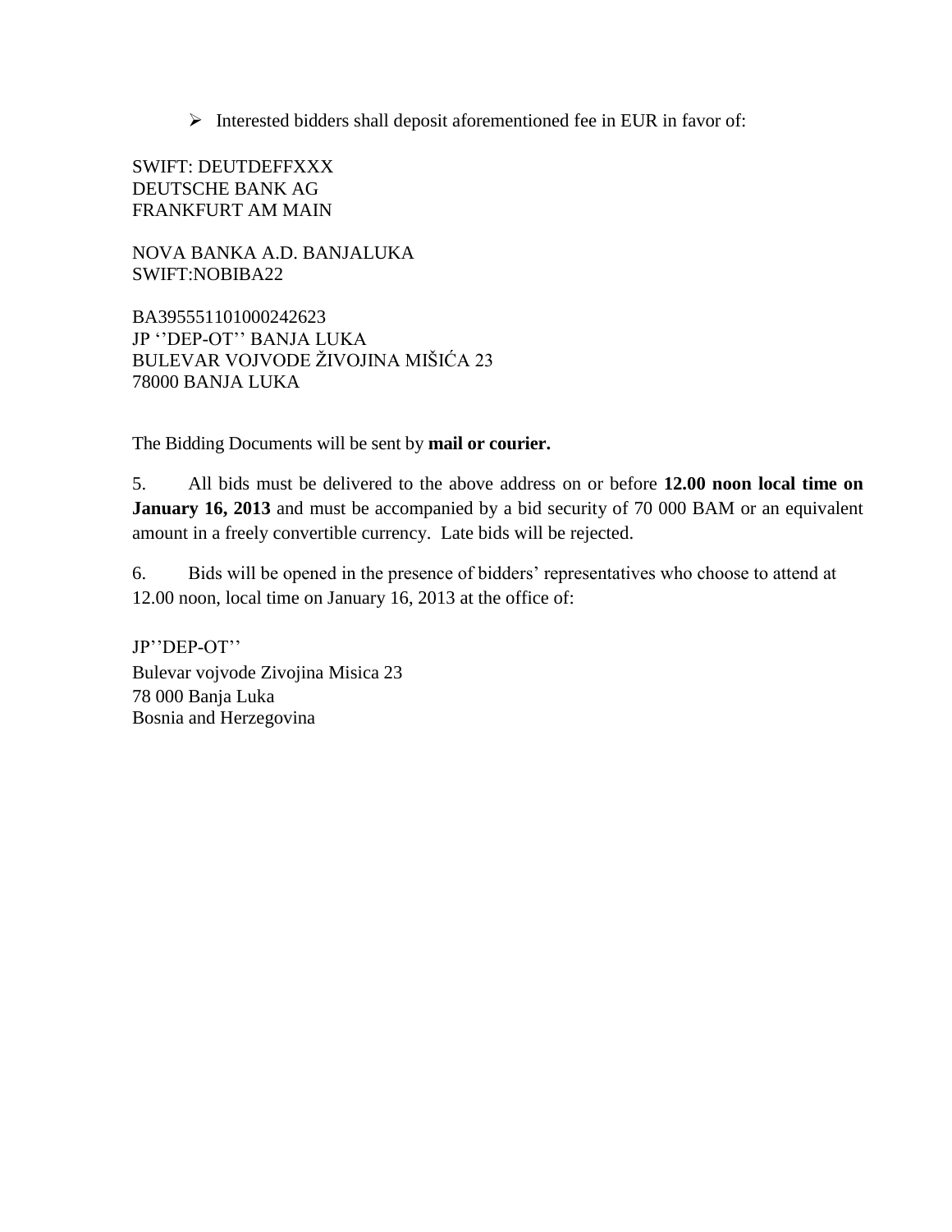- Interested bidders shall deposit aforementioned fee in EUR in favor of:

SWIFT: DEUTDEFFXXX  
DEUTSCHE BANK AG  
FRANKFURT AM MAIN

NOVA BANKA A.D. BANJALUKA  
SWIFT:NOBIBA22

BA395551101000242623  
JP ''DEP-OT'' BANJA LUKA  
BULEVAR VOJVODE ŽIVOJINA MIŠIĆA 23  
78000 BANJA LUKA

The Bidding Documents will be sent by **mail or courier.**

5. All bids must be delivered to the above address on or before **12.00 noon local time on January 16, 2013** and must be accompanied by a bid security of 70 000 BAM or an equivalent amount in a freely convertible currency. Late bids will be rejected.

6. Bids will be opened in the presence of bidders' representatives who choose to attend at 12.00 noon, local time on January 16, 2013 at the office of:

JP''DEP-OT''  
Bulevar vojvode Zivojina Misica 23  
78 000 Banja Luka  
Bosnia and Herzegovina